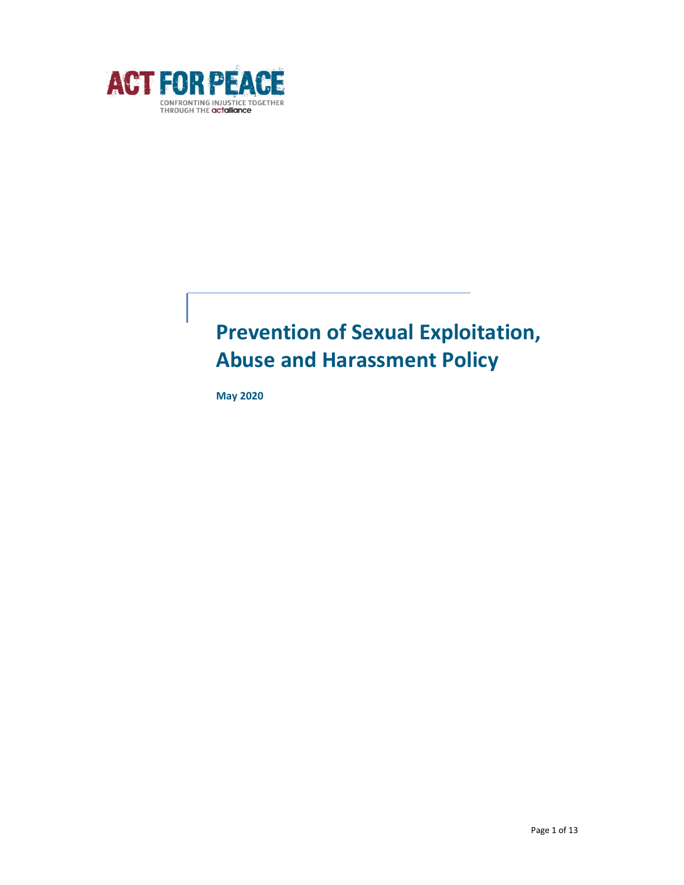ACT FOR PEACE

CONFRONTING INJUSTICE TOGETHER THROUGH THE actalliance

# Prevention of Sexual Exploitation, Abuse and Harassment Policy

**May 2020**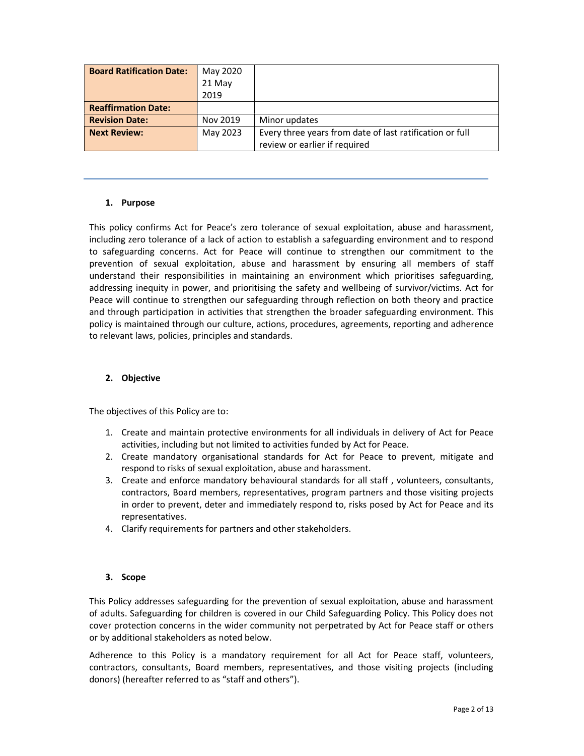| Board Ratification Date: | May 2020 21 May 2019 | |
| --- | --- | --- |
| Reaffirmation Date: | | |
| Revision Date: | Nov 2019 | Minor updates |
| Next Review: | May 2023 | Every three years from date of last ratification or full review or earlier if required |

---

## 1. Purpose

This policy confirms Act for Peace's zero tolerance of sexual exploitation, abuse and harassment, including zero tolerance of a lack of action to establish a safeguarding environment and to respond to safeguarding concerns. Act for Peace will continue to strengthen our commitment to the prevention of sexual exploitation, abuse and harassment by ensuring all members of staff understand their responsibilities in maintaining an environment which prioritises safeguarding, addressing inequity in power, and prioritising the safety and wellbeing of survivor/victims. Act for Peace will continue to strengthen our safeguarding through reflection on both theory and practice and through participation in activities that strengthen the broader safeguarding environment. This policy is maintained through our culture, actions, procedures, agreements, reporting and adherence to relevant laws, policies, principles and standards.

## 2. Objective

The objectives of this Policy are to:

1. Create and maintain protective environments for all individuals in delivery of Act for Peace activities, including but not limited to activities funded by Act for Peace.
2. Create mandatory organisational standards for Act for Peace to prevent, mitigate and respond to risks of sexual exploitation, abuse and harassment.
3. Create and enforce mandatory behavioural standards for all staff , volunteers, consultants, contractors, Board members, representatives, program partners and those visiting projects in order to prevent, deter and immediately respond to, risks posed by Act for Peace and its representatives.
4. Clarify requirements for partners and other stakeholders.

## 3. Scope

This Policy addresses safeguarding for the prevention of sexual exploitation, abuse and harassment of adults. Safeguarding for children is covered in our Child Safeguarding Policy. This Policy does not cover protection concerns in the wider community not perpetrated by Act for Peace staff or others or by additional stakeholders as noted below.

Adherence to this Policy is a mandatory requirement for all Act for Peace staff, volunteers, contractors, consultants, Board members, representatives, and those visiting projects (including donors) (hereafter referred to as "staff and others").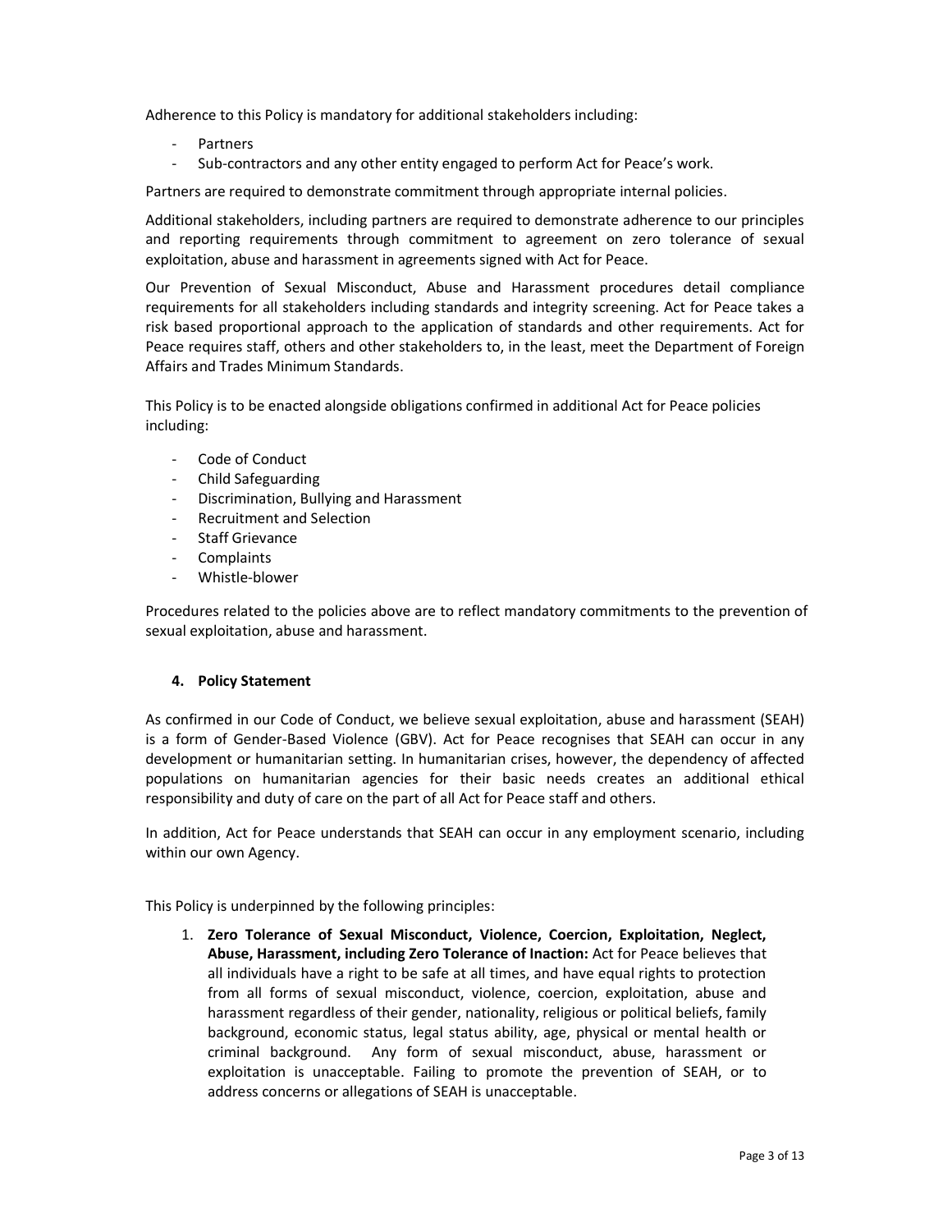Adherence to this Policy is mandatory for additional stakeholders including:

- Partners
- Sub-contractors and any other entity engaged to perform Act for Peace's work.

Partners are required to demonstrate commitment through appropriate internal policies.

Additional stakeholders, including partners are required to demonstrate adherence to our principles and reporting requirements through commitment to agreement on zero tolerance of sexual exploitation, abuse and harassment in agreements signed with Act for Peace.

Our Prevention of Sexual Misconduct, Abuse and Harassment procedures detail compliance requirements for all stakeholders including standards and integrity screening. Act for Peace takes a risk based proportional approach to the application of standards and other requirements. Act for Peace requires staff, others and other stakeholders to, in the least, meet the Department of Foreign Affairs and Trades Minimum Standards.

This Policy is to be enacted alongside obligations confirmed in additional Act for Peace policies including:

- Code of Conduct
- Child Safeguarding
- Discrimination, Bullying and Harassment
- Recruitment and Selection
- Staff Grievance
- Complaints
- Whistle-blower

Procedures related to the policies above are to reflect mandatory commitments to the prevention of sexual exploitation, abuse and harassment.

## 4. Policy Statement

As confirmed in our Code of Conduct, we believe sexual exploitation, abuse and harassment (SEAH) is a form of Gender-Based Violence (GBV). Act for Peace recognises that SEAH can occur in any development or humanitarian setting. In humanitarian crises, however, the dependency of affected populations on humanitarian agencies for their basic needs creates an additional ethical responsibility and duty of care on the part of all Act for Peace staff and others.

In addition, Act for Peace understands that SEAH can occur in any employment scenario, including within our own Agency.

This Policy is underpinned by the following principles:

1. **Zero Tolerance of Sexual Misconduct, Violence, Coercion, Exploitation, Neglect, Abuse, Harassment, including Zero Tolerance of Inaction:** Act for Peace believes that all individuals have a right to be safe at all times, and have equal rights to protection from all forms of sexual misconduct, violence, coercion, exploitation, abuse and harassment regardless of their gender, nationality, religious or political beliefs, family background, economic status, legal status ability, age, physical or mental health or criminal background. Any form of sexual misconduct, abuse, harassment or exploitation is unacceptable. Failing to promote the prevention of SEAH, or to address concerns or allegations of SEAH is unacceptable.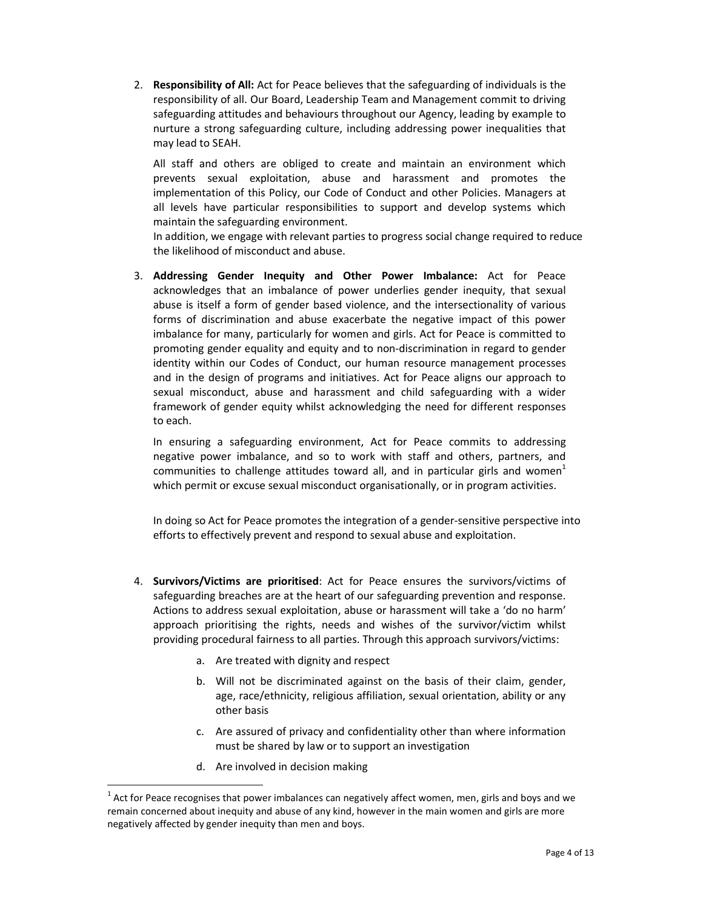2. **Responsibility of All:** Act for Peace believes that the safeguarding of individuals is the responsibility of all. Our Board, Leadership Team and Management commit to driving safeguarding attitudes and behaviours throughout our Agency, leading by example to nurture a strong safeguarding culture, including addressing power inequalities that may lead to SEAH.

   All staff and others are obliged to create and maintain an environment which prevents sexual exploitation, abuse and harassment and promotes the implementation of this Policy, our Code of Conduct and other Policies. Managers at all levels have particular responsibilities to support and develop systems which maintain the safeguarding environment.
   In addition, we engage with relevant parties to progress social change required to reduce the likelihood of misconduct and abuse.

3. **Addressing Gender Inequity and Other Power Imbalance:** Act for Peace acknowledges that an imbalance of power underlies gender inequity, that sexual abuse is itself a form of gender based violence, and the intersectionality of various forms of discrimination and abuse exacerbate the negative impact of this power imbalance for many, particularly for women and girls. Act for Peace is committed to promoting gender equality and equity and to non-discrimination in regard to gender identity within our Codes of Conduct, our human resource management processes and in the design of programs and initiatives. Act for Peace aligns our approach to sexual misconduct, abuse and harassment and child safeguarding with a wider framework of gender equity whilst acknowledging the need for different responses to each.

   In ensuring a safeguarding environment, Act for Peace commits to addressing negative power imbalance, and so to work with staff and others, partners, and communities to challenge attitudes toward all, and in particular girls and women[1] which permit or excuse sexual misconduct organisationally, or in program activities.

   In doing so Act for Peace promotes the integration of a gender-sensitive perspective into efforts to effectively prevent and respond to sexual abuse and exploitation.

4. **Survivors/Victims are prioritised**: Act for Peace ensures the survivors/victims of safeguarding breaches are at the heart of our safeguarding prevention and response. Actions to address sexual exploitation, abuse or harassment will take a 'do no harm' approach prioritising the rights, needs and wishes of the survivor/victim whilst providing procedural fairness to all parties. Through this approach survivors/victims:

   a. Are treated with dignity and respect
   b. Will not be discriminated against on the basis of their claim, gender, age, race/ethnicity, religious affiliation, sexual orientation, ability or any other basis
   c. Are assured of privacy and confidentiality other than where information must be shared by law or to support an investigation
   d. Are involved in decision making

[1] Act for Peace recognises that power imbalances can negatively affect women, men, girls and boys and we remain concerned about inequity and abuse of any kind, however in the main women and girls are more negatively affected by gender inequity than men and boys.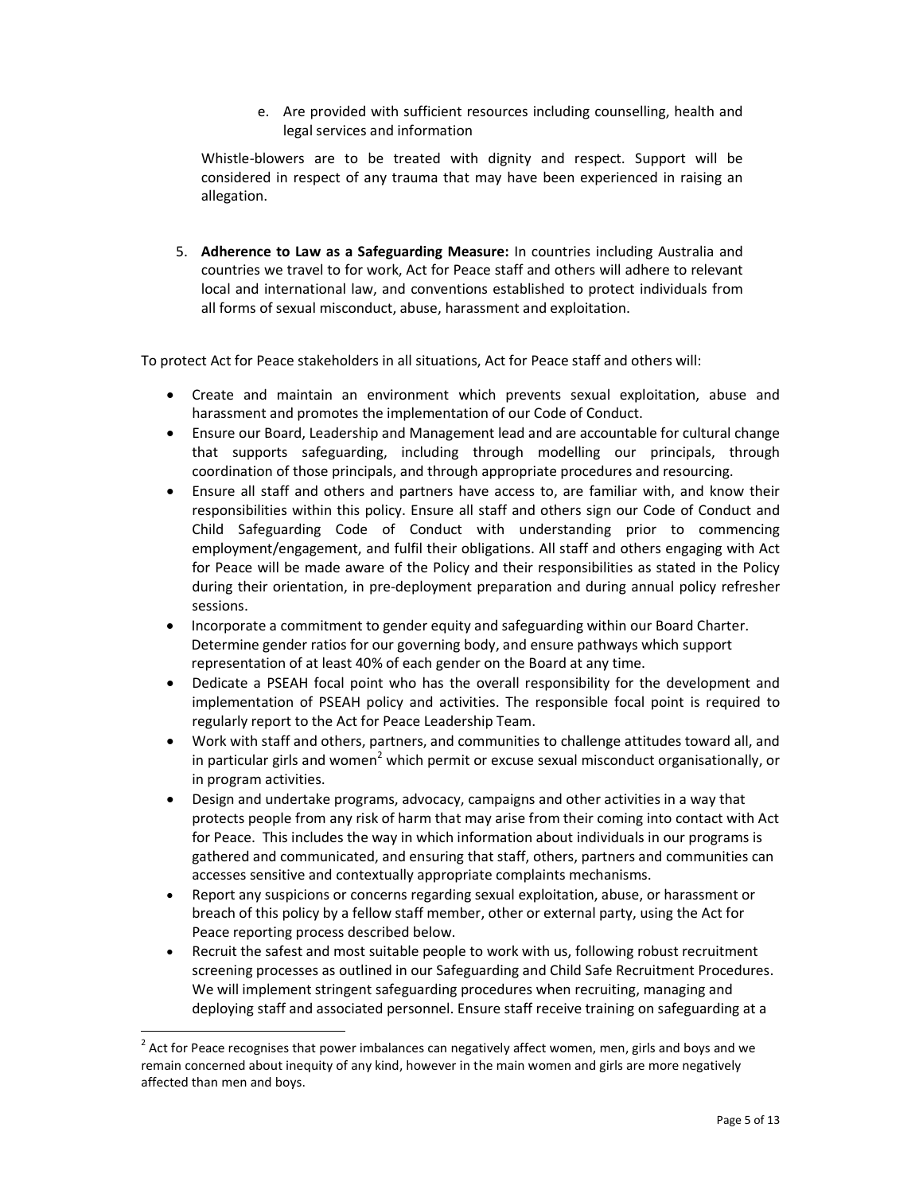e. Are provided with sufficient resources including counselling, health and legal services and information

Whistle-blowers are to be treated with dignity and respect. Support will be considered in respect of any trauma that may have been experienced in raising an allegation.

5. **Adherence to Law as a Safeguarding Measure:** In countries including Australia and countries we travel to for work, Act for Peace staff and others will adhere to relevant local and international law, and conventions established to protect individuals from all forms of sexual misconduct, abuse, harassment and exploitation.

To protect Act for Peace stakeholders in all situations, Act for Peace staff and others will:

- Create and maintain an environment which prevents sexual exploitation, abuse and harassment and promotes the implementation of our Code of Conduct.
- Ensure our Board, Leadership and Management lead and are accountable for cultural change that supports safeguarding, including through modelling our principals, through coordination of those principals, and through appropriate procedures and resourcing.
- Ensure all staff and others and partners have access to, are familiar with, and know their responsibilities within this policy. Ensure all staff and others sign our Code of Conduct and Child Safeguarding Code of Conduct with understanding prior to commencing employment/engagement, and fulfil their obligations. All staff and others engaging with Act for Peace will be made aware of the Policy and their responsibilities as stated in the Policy during their orientation, in pre-deployment preparation and during annual policy refresher sessions.
- Incorporate a commitment to gender equity and safeguarding within our Board Charter. Determine gender ratios for our governing body, and ensure pathways which support representation of at least 40% of each gender on the Board at any time.
- Dedicate a PSEAH focal point who has the overall responsibility for the development and implementation of PSEAH policy and activities. The responsible focal point is required to regularly report to the Act for Peace Leadership Team.
- Work with staff and others, partners, and communities to challenge attitudes toward all, and in particular girls and women[2] which permit or excuse sexual misconduct organisationally, or in program activities.
- Design and undertake programs, advocacy, campaigns and other activities in a way that protects people from any risk of harm that may arise from their coming into contact with Act for Peace. This includes the way in which information about individuals in our programs is gathered and communicated, and ensuring that staff, others, partners and communities can accesses sensitive and contextually appropriate complaints mechanisms.
- Report any suspicions or concerns regarding sexual exploitation, abuse, or harassment or breach of this policy by a fellow staff member, other or external party, using the Act for Peace reporting process described below.
- Recruit the safest and most suitable people to work with us, following robust recruitment screening processes as outlined in our Safeguarding and Child Safe Recruitment Procedures. We will implement stringent safeguarding procedures when recruiting, managing and deploying staff and associated personnel. Ensure staff receive training on safeguarding at a

[2] Act for Peace recognises that power imbalances can negatively affect women, men, girls and boys and we remain concerned about inequity of any kind, however in the main women and girls are more negatively affected than men and boys.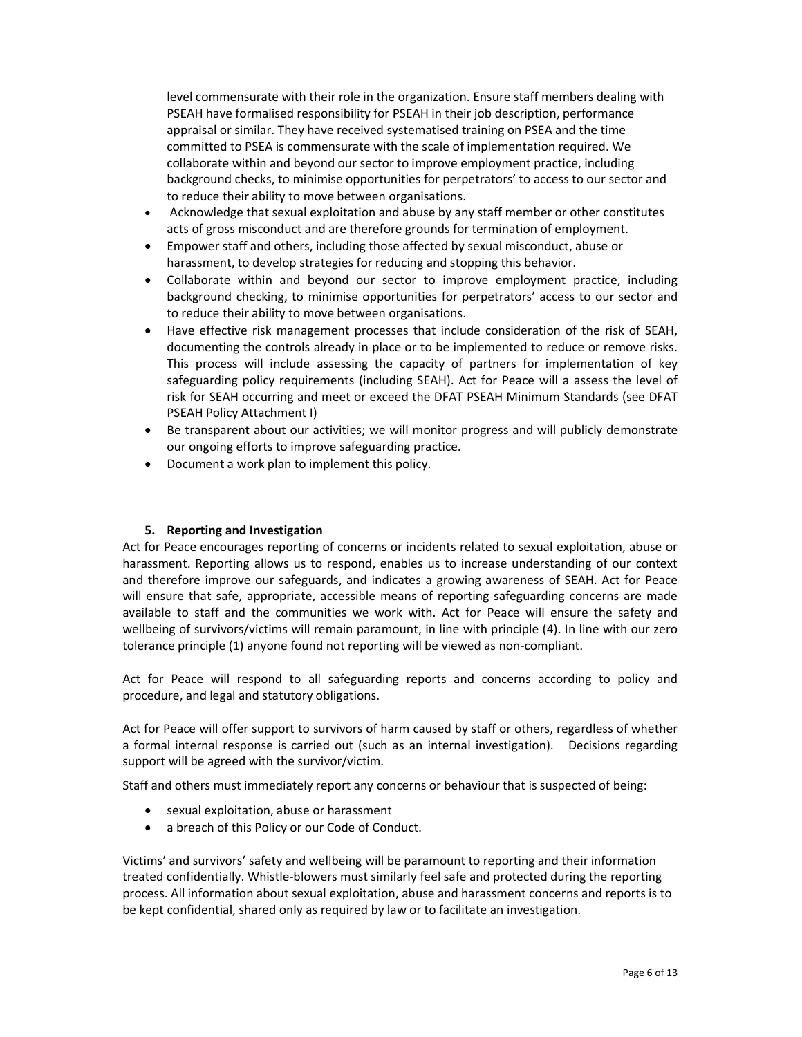level commensurate with their role in the organization. Ensure staff members dealing with PSEAH have formalised responsibility for PSEAH in their job description, performance appraisal or similar. They have received systematised training on PSEA and the time committed to PSEA is commensurate with the scale of implementation required. We collaborate within and beyond our sector to improve employment practice, including background checks, to minimise opportunities for perpetrators' to access to our sector and to reduce their ability to move between organisations.

- Acknowledge that sexual exploitation and abuse by any staff member or other constitutes acts of gross misconduct and are therefore grounds for termination of employment.
- Empower staff and others, including those affected by sexual misconduct, abuse or harassment, to develop strategies for reducing and stopping this behavior.
- Collaborate within and beyond our sector to improve employment practice, including background checking, to minimise opportunities for perpetrators' access to our sector and to reduce their ability to move between organisations.
- Have effective risk management processes that include consideration of the risk of SEAH, documenting the controls already in place or to be implemented to reduce or remove risks. This process will include assessing the capacity of partners for implementation of key safeguarding policy requirements (including SEAH). Act for Peace will a assess the level of risk for SEAH occurring and meet or exceed the DFAT PSEAH Minimum Standards (see DFAT PSEAH Policy Attachment I)
- Be transparent about our activities; we will monitor progress and will publicly demonstrate our ongoing efforts to improve safeguarding practice.
- Document a work plan to implement this policy.

## 5. Reporting and Investigation

Act for Peace encourages reporting of concerns or incidents related to sexual exploitation, abuse or harassment. Reporting allows us to respond, enables us to increase understanding of our context and therefore improve our safeguards, and indicates a growing awareness of SEAH. Act for Peace will ensure that safe, appropriate, accessible means of reporting safeguarding concerns are made available to staff and the communities we work with. Act for Peace will ensure the safety and wellbeing of survivors/victims will remain paramount, in line with principle (4). In line with our zero tolerance principle (1) anyone found not reporting will be viewed as non-compliant.

Act for Peace will respond to all safeguarding reports and concerns according to policy and procedure, and legal and statutory obligations.

Act for Peace will offer support to survivors of harm caused by staff or others, regardless of whether a formal internal response is carried out (such as an internal investigation). Decisions regarding support will be agreed with the survivor/victim.

Staff and others must immediately report any concerns or behaviour that is suspected of being:

- sexual exploitation, abuse or harassment
- a breach of this Policy or our Code of Conduct.

Victims' and survivors' safety and wellbeing will be paramount to reporting and their information treated confidentially. Whistle-blowers must similarly feel safe and protected during the reporting process. All information about sexual exploitation, abuse and harassment concerns and reports is to be kept confidential, shared only as required by law or to facilitate an investigation.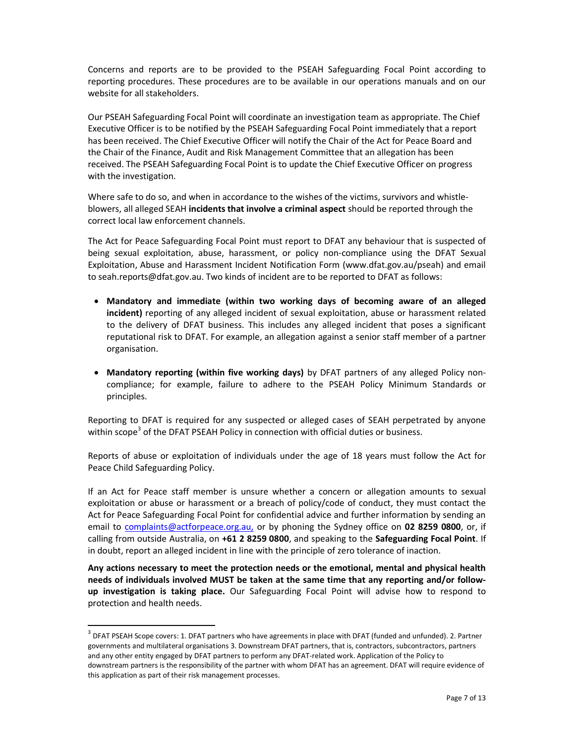Concerns and reports are to be provided to the PSEAH Safeguarding Focal Point according to reporting procedures. These procedures are to be available in our operations manuals and on our website for all stakeholders.

Our PSEAH Safeguarding Focal Point will coordinate an investigation team as appropriate. The Chief Executive Officer is to be notified by the PSEAH Safeguarding Focal Point immediately that a report has been received. The Chief Executive Officer will notify the Chair of the Act for Peace Board and the Chair of the Finance, Audit and Risk Management Committee that an allegation has been received. The PSEAH Safeguarding Focal Point is to update the Chief Executive Officer on progress with the investigation.

Where safe to do so, and when in accordance to the wishes of the victims, survivors and whistle-blowers, all alleged SEAH **incidents that involve a criminal aspect** should be reported through the correct local law enforcement channels.

The Act for Peace Safeguarding Focal Point must report to DFAT any behaviour that is suspected of being sexual exploitation, abuse, harassment, or policy non-compliance using the DFAT Sexual Exploitation, Abuse and Harassment Incident Notification Form (www.dfat.gov.au/pseah) and email to seah.reports@dfat.gov.au. Two kinds of incident are to be reported to DFAT as follows:

- **Mandatory and immediate (within two working days of becoming aware of an alleged incident)** reporting of any alleged incident of sexual exploitation, abuse or harassment related to the delivery of DFAT business. This includes any alleged incident that poses a significant reputational risk to DFAT. For example, an allegation against a senior staff member of a partner organisation.
- **Mandatory reporting (within five working days)** by DFAT partners of any alleged Policy non-compliance; for example, failure to adhere to the PSEAH Policy Minimum Standards or principles.

Reporting to DFAT is required for any suspected or alleged cases of SEAH perpetrated by anyone within scope[3] of the DFAT PSEAH Policy in connection with official duties or business.

Reports of abuse or exploitation of individuals under the age of 18 years must follow the Act for Peace Child Safeguarding Policy.

If an Act for Peace staff member is unsure whether a concern or allegation amounts to sexual exploitation or abuse or harassment or a breach of policy/code of conduct, they must contact the Act for Peace Safeguarding Focal Point for confidential advice and further information by sending an email to complaints@actforpeace.org.au, or by phoning the Sydney office on **02 8259 0800**, or, if calling from outside Australia, on **+61 2 8259 0800**, and speaking to the **Safeguarding Focal Point**. If in doubt, report an alleged incident in line with the principle of zero tolerance of inaction.

**Any actions necessary to meet the protection needs or the emotional, mental and physical health needs of individuals involved MUST be taken at the same time that any reporting and/or follow-up investigation is taking place.** Our Safeguarding Focal Point will advise how to respond to protection and health needs.

[3] DFAT PSEAH Scope covers: 1. DFAT partners who have agreements in place with DFAT (funded and unfunded). 2. Partner governments and multilateral organisations 3. Downstream DFAT partners, that is, contractors, subcontractors, partners and any other entity engaged by DFAT partners to perform any DFAT-related work. Application of the Policy to downstream partners is the responsibility of the partner with whom DFAT has an agreement. DFAT will require evidence of this application as part of their risk management processes.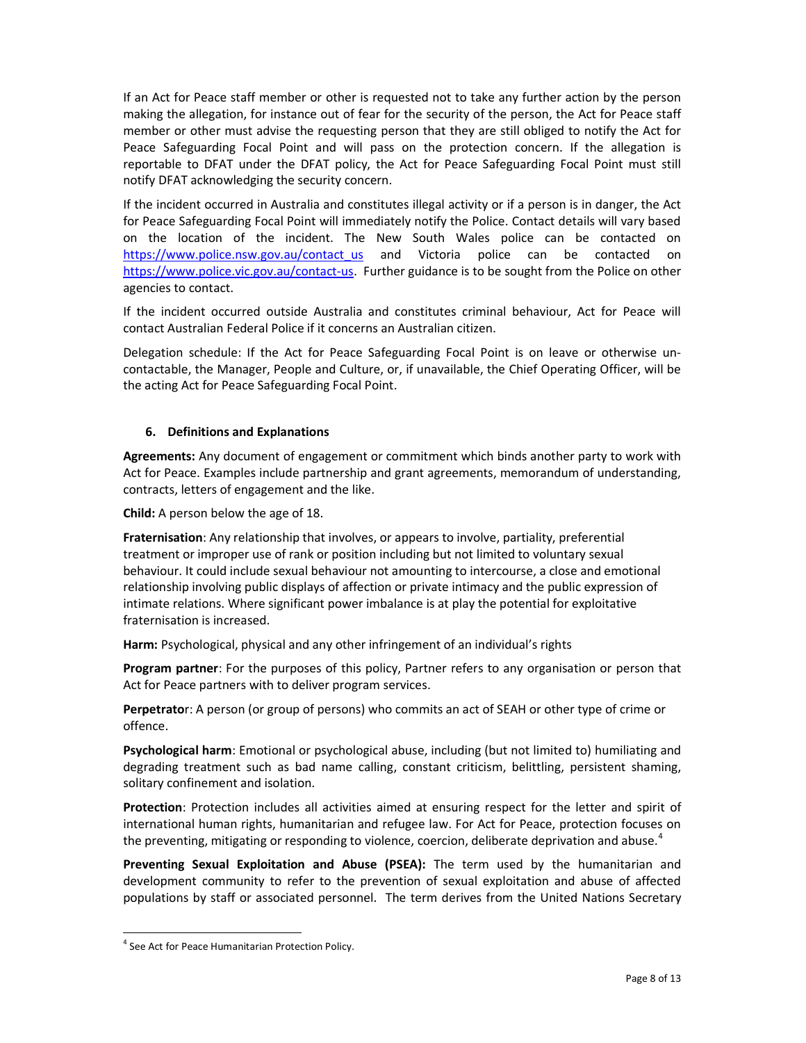If an Act for Peace staff member or other is requested not to take any further action by the person making the allegation, for instance out of fear for the security of the person, the Act for Peace staff member or other must advise the requesting person that they are still obliged to notify the Act for Peace Safeguarding Focal Point and will pass on the protection concern. If the allegation is reportable to DFAT under the DFAT policy, the Act for Peace Safeguarding Focal Point must still notify DFAT acknowledging the security concern.

If the incident occurred in Australia and constitutes illegal activity or if a person is in danger, the Act for Peace Safeguarding Focal Point will immediately notify the Police. Contact details will vary based on the location of the incident. The New South Wales police can be contacted on https://www.police.nsw.gov.au/contact_us and Victoria police can be contacted on https://www.police.vic.gov.au/contact-us. Further guidance is to be sought from the Police on other agencies to contact.

If the incident occurred outside Australia and constitutes criminal behaviour, Act for Peace will contact Australian Federal Police if it concerns an Australian citizen.

Delegation schedule: If the Act for Peace Safeguarding Focal Point is on leave or otherwise un-contactable, the Manager, People and Culture, or, if unavailable, the Chief Operating Officer, will be the acting Act for Peace Safeguarding Focal Point.

## 6. Definitions and Explanations

**Agreements:** Any document of engagement or commitment which binds another party to work with Act for Peace. Examples include partnership and grant agreements, memorandum of understanding, contracts, letters of engagement and the like.

**Child:** A person below the age of 18.

**Fraternisation**: Any relationship that involves, or appears to involve, partiality, preferential treatment or improper use of rank or position including but not limited to voluntary sexual behaviour. It could include sexual behaviour not amounting to intercourse, a close and emotional relationship involving public displays of affection or private intimacy and the public expression of intimate relations. Where significant power imbalance is at play the potential for exploitative fraternisation is increased.

**Harm:** Psychological, physical and any other infringement of an individual's rights

**Program partner**: For the purposes of this policy, Partner refers to any organisation or person that Act for Peace partners with to deliver program services.

**Perpetrator**: A person (or group of persons) who commits an act of SEAH or other type of crime or offence.

**Psychological harm**: Emotional or psychological abuse, including (but not limited to) humiliating and degrading treatment such as bad name calling, constant criticism, belittling, persistent shaming, solitary confinement and isolation.

**Protection**: Protection includes all activities aimed at ensuring respect for the letter and spirit of international human rights, humanitarian and refugee law. For Act for Peace, protection focuses on the preventing, mitigating or responding to violence, coercion, deliberate deprivation and abuse.[4]

**Preventing Sexual Exploitation and Abuse (PSEA):** The term used by the humanitarian and development community to refer to the prevention of sexual exploitation and abuse of affected populations by staff or associated personnel. The term derives from the United Nations Secretary

[4] See Act for Peace Humanitarian Protection Policy.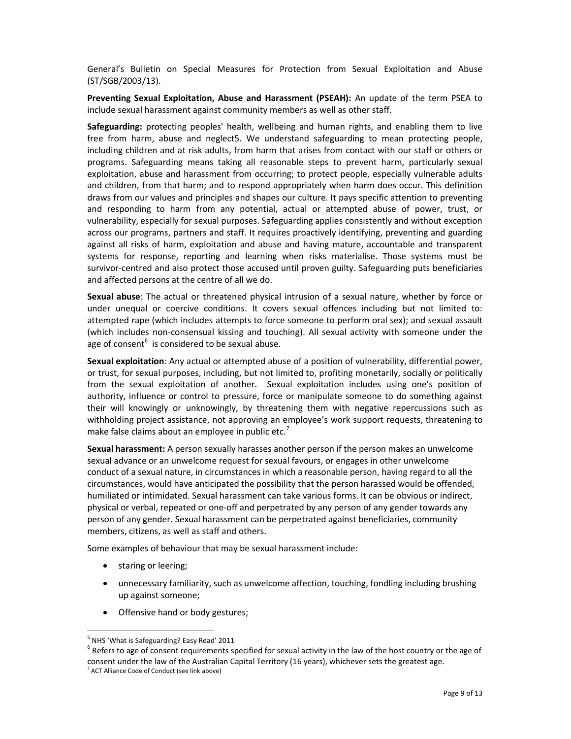General's Bulletin on Special Measures for Protection from Sexual Exploitation and Abuse (ST/SGB/2003/13).

**Preventing Sexual Exploitation, Abuse and Harassment (PSEAH):** An update of the term PSEA to include sexual harassment against community members as well as other staff.

**Safeguarding:** protecting peoples' health, wellbeing and human rights, and enabling them to live free from harm, abuse and neglect5. We understand safeguarding to mean protecting people, including children and at risk adults, from harm that arises from contact with our staff or others or programs. Safeguarding means taking all reasonable steps to prevent harm, particularly sexual exploitation, abuse and harassment from occurring; to protect people, especially vulnerable adults and children, from that harm; and to respond appropriately when harm does occur. This definition draws from our values and principles and shapes our culture. It pays specific attention to preventing and responding to harm from any potential, actual or attempted abuse of power, trust, or vulnerability, especially for sexual purposes. Safeguarding applies consistently and without exception across our programs, partners and staff. It requires proactively identifying, preventing and guarding against all risks of harm, exploitation and abuse and having mature, accountable and transparent systems for response, reporting and learning when risks materialise. Those systems must be survivor-centred and also protect those accused until proven guilty. Safeguarding puts beneficiaries and affected persons at the centre of all we do.

**Sexual abuse**: The actual or threatened physical intrusion of a sexual nature, whether by force or under unequal or coercive conditions. It covers sexual offences including but not limited to: attempted rape (which includes attempts to force someone to perform oral sex); and sexual assault (which includes non-consensual kissing and touching). All sexual activity with someone under the age of consent[6] is considered to be sexual abuse.

**Sexual exploitation**: Any actual or attempted abuse of a position of vulnerability, differential power, or trust, for sexual purposes, including, but not limited to, profiting monetarily, socially or politically from the sexual exploitation of another. Sexual exploitation includes using one's position of authority, influence or control to pressure, force or manipulate someone to do something against their will knowingly or unknowingly, by threatening them with negative repercussions such as withholding project assistance, not approving an employee's work support requests, threatening to make false claims about an employee in public etc.[7]

**Sexual harassment:** A person sexually harasses another person if the person makes an unwelcome sexual advance or an unwelcome request for sexual favours, or engages in other unwelcome conduct of a sexual nature, in circumstances in which a reasonable person, having regard to all the circumstances, would have anticipated the possibility that the person harassed would be offended, humiliated or intimidated. Sexual harassment can take various forms. It can be obvious or indirect, physical or verbal, repeated or one-off and perpetrated by any person of any gender towards any person of any gender. Sexual harassment can be perpetrated against beneficiaries, community members, citizens, as well as staff and others.

Some examples of behaviour that may be sexual harassment include:

- staring or leering;
- unnecessary familiarity, such as unwelcome affection, touching, fondling including brushing up against someone;
- Offensive hand or body gestures;

---

[5] NHS 'What is Safeguarding? Easy Read' 2011

[6] Refers to age of consent requirements specified for sexual activity in the law of the host country or the age of consent under the law of the Australian Capital Territory (16 years), whichever sets the greatest age.

[7] ACT Alliance Code of Conduct (see link above)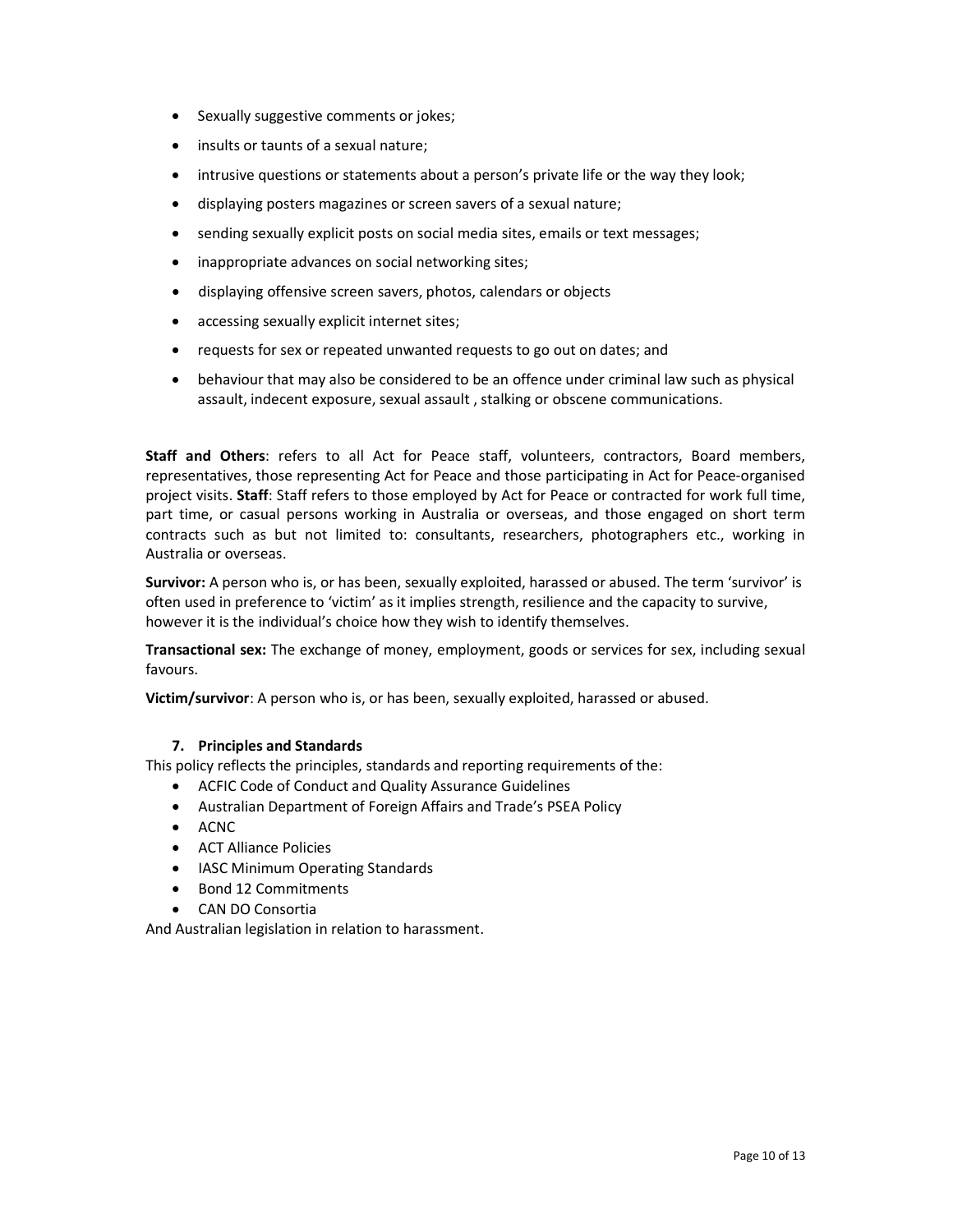- Sexually suggestive comments or jokes;
- insults or taunts of a sexual nature;
- intrusive questions or statements about a person's private life or the way they look;
- displaying posters magazines or screen savers of a sexual nature;
- sending sexually explicit posts on social media sites, emails or text messages;
- inappropriate advances on social networking sites;
- displaying offensive screen savers, photos, calendars or objects
- accessing sexually explicit internet sites;
- requests for sex or repeated unwanted requests to go out on dates; and
- behaviour that may also be considered to be an offence under criminal law such as physical assault, indecent exposure, sexual assault , stalking or obscene communications.

**Staff and Others**: refers to all Act for Peace staff, volunteers, contractors, Board members, representatives, those representing Act for Peace and those participating in Act for Peace-organised project visits. **Staff**: Staff refers to those employed by Act for Peace or contracted for work full time, part time, or casual persons working in Australia or overseas, and those engaged on short term contracts such as but not limited to: consultants, researchers, photographers etc., working in Australia or overseas.

**Survivor:** A person who is, or has been, sexually exploited, harassed or abused. The term 'survivor' is often used in preference to 'victim' as it implies strength, resilience and the capacity to survive, however it is the individual's choice how they wish to identify themselves.

**Transactional sex:** The exchange of money, employment, goods or services for sex, including sexual favours.

**Victim/survivor**: A person who is, or has been, sexually exploited, harassed or abused.

## 7. Principles and Standards

This policy reflects the principles, standards and reporting requirements of the:

- ACFIC Code of Conduct and Quality Assurance Guidelines
- Australian Department of Foreign Affairs and Trade's PSEA Policy
- ACNC
- ACT Alliance Policies
- IASC Minimum Operating Standards
- Bond 12 Commitments
- CAN DO Consortia

And Australian legislation in relation to harassment.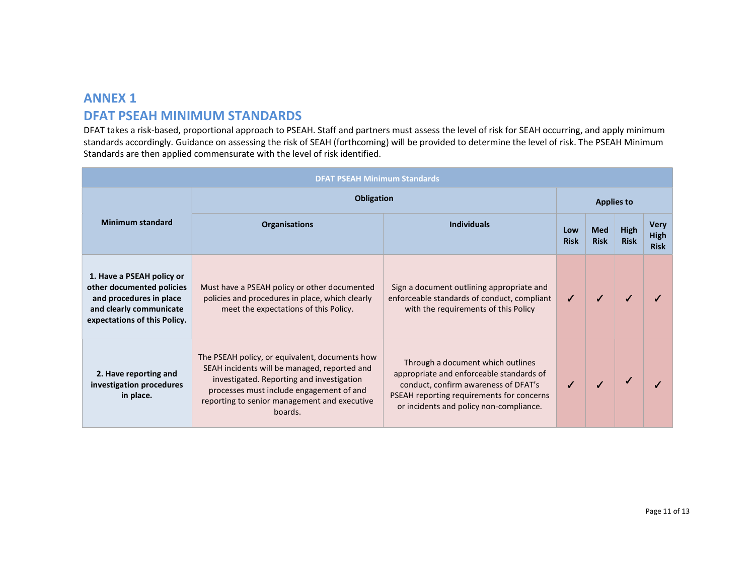# ANNEX 1

# DFAT PSEAH MINIMUM STANDARDS

DFAT takes a risk-based, proportional approach to PSEAH. Staff and partners must assess the level of risk for SEAH occurring, and apply minimum standards accordingly. Guidance on assessing the risk of SEAH (forthcoming) will be provided to determine the level of risk. The PSEAH Minimum Standards are then applied commensurate with the level of risk identified.

| DFAT PSEAH Minimum Standards | | | | | | |
|---|---|---|---|---|---|---|
| **Minimum standard** | **Obligation** | | **Applies to** | | | |
| | **Organisations** | **Individuals** | **Low Risk** | **Med Risk** | **High Risk** | **Very High Risk** |
| **1. Have a PSEAH policy or other documented policies and procedures in place and clearly communicate expectations of this Policy.** | Must have a PSEAH policy or other documented policies and procedures in place, which clearly meet the expectations of this Policy. | Sign a document outlining appropriate and enforceable standards of conduct, compliant with the requirements of this Policy | ✓ | ✓ | ✓ | ✓ |
| **2. Have reporting and investigation procedures in place.** | The PSEAH policy, or equivalent, documents how SEAH incidents will be managed, reported and investigated. Reporting and investigation processes must include engagement of and reporting to senior management and executive boards. | Through a document which outlines appropriate and enforceable standards of conduct, confirm awareness of DFAT's PSEAH reporting requirements for concerns or incidents and policy non-compliance. | ✓ | ✓ | ✓ | ✓ |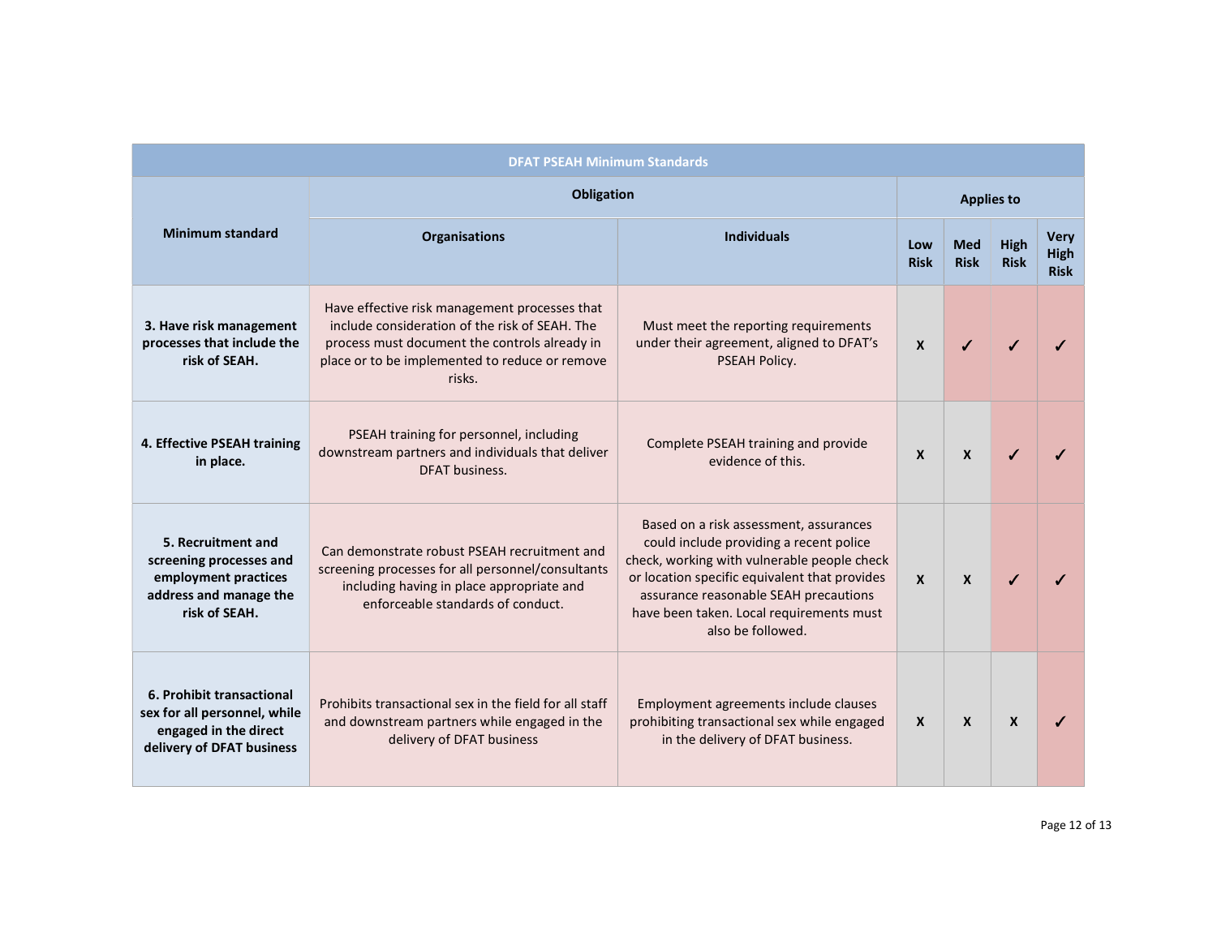| DFAT PSEAH Minimum Standards | | | | | | |
|---|---|---|---|---|---|---|
| **Minimum standard** | **Obligation** | | **Applies to** | | | |
| | **Organisations** | **Individuals** | **Low Risk** | **Med Risk** | **High Risk** | **Very High Risk** |
| **3. Have risk management processes that include the risk of SEAH.** | Have effective risk management processes that include consideration of the risk of SEAH. The process must document the controls already in place or to be implemented to reduce or remove risks. | Must meet the reporting requirements under their agreement, aligned to DFAT's PSEAH Policy. | X | ✓ | ✓ | ✓ |
| **4. Effective PSEAH training in place.** | PSEAH training for personnel, including downstream partners and individuals that deliver DFAT business. | Complete PSEAH training and provide evidence of this. | X | X | ✓ | ✓ |
| **5. Recruitment and screening processes and employment practices address and manage the risk of SEAH.** | Can demonstrate robust PSEAH recruitment and screening processes for all personnel/consultants including having in place appropriate and enforceable standards of conduct. | Based on a risk assessment, assurances could include providing a recent police check, working with vulnerable people check or location specific equivalent that provides assurance reasonable SEAH precautions have been taken. Local requirements must also be followed. | X | X | ✓ | ✓ |
| **6. Prohibit transactional sex for all personnel, while engaged in the direct delivery of DFAT business** | Prohibits transactional sex in the field for all staff and downstream partners while engaged in the delivery of DFAT business | Employment agreements include clauses prohibiting transactional sex while engaged in the delivery of DFAT business. | X | X | X | ✓ |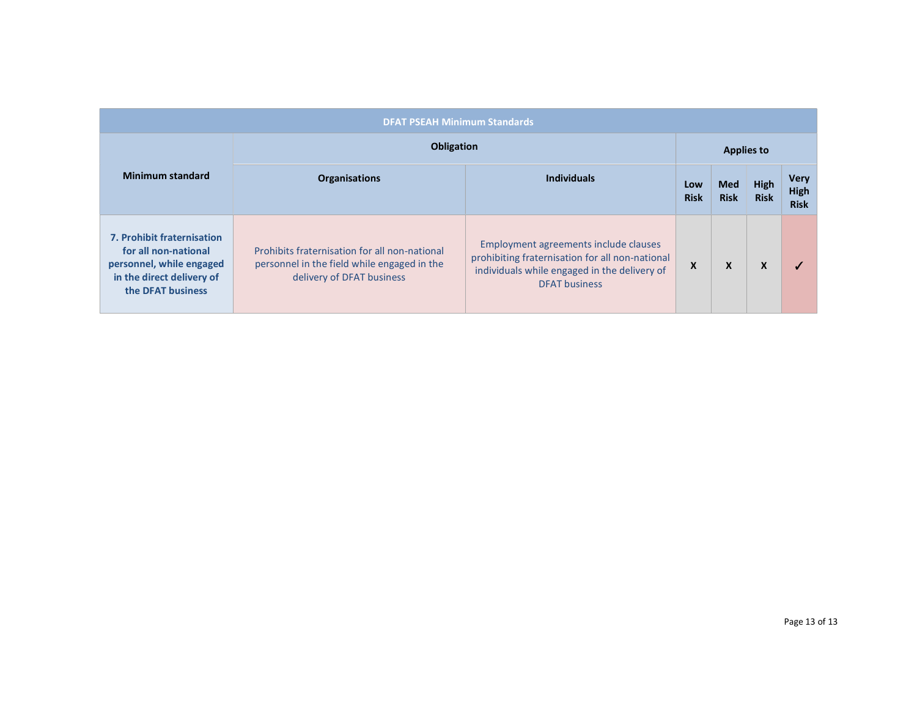| DFAT PSEAH Minimum Standards | | | | | | |
|---|---|---|---|---|---|---|
| Minimum standard | Obligation | | Applies to | | | |
| | Organisations | Individuals | Low Risk | Med Risk | High Risk | Very High Risk |
| **7. Prohibit fraternisation for all non-national personnel, while engaged in the direct delivery of the DFAT business** | Prohibits fraternisation for all non-national personnel in the field while engaged in the delivery of DFAT business | Employment agreements include clauses prohibiting fraternisation for all non-national individuals while engaged in the delivery of DFAT business | X | X | X | ✓ |